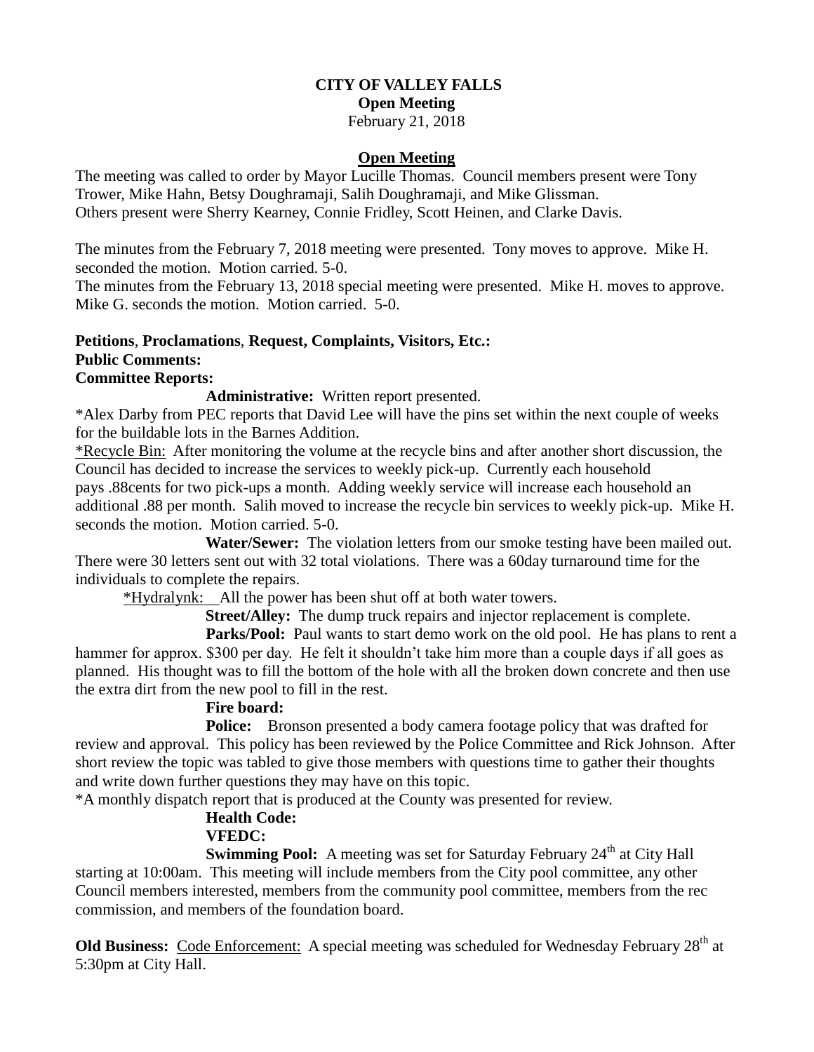# CITY OF VALLEY FALLS

**Open Meeting**

February 21, 2018

## Open Meeting

The meeting was called to order by Mayor Lucille Thomas. Council members present were Tony Trower, Mike Hahn, Betsy Doughramaji, Salih Doughramaji, and Mike Glissman.
Others present were Sherry Kearney, Connie Fridley, Scott Heinen, and Clarke Davis.

The minutes from the February 7, 2018 meeting were presented. Tony moves to approve. Mike H. seconded the motion. Motion carried. 5-0.
The minutes from the February 13, 2018 special meeting were presented. Mike H. moves to approve. Mike G. seconds the motion. Motion carried. 5-0.

**Petitions**, **Proclamations**, **Request, Complaints, Visitors, Etc.:**
**Public Comments:**
**Committee Reports:**

**Administrative:** Written report presented.

*Alex Darby from PEC reports that David Lee will have the pins set within the next couple of weeks for the buildable lots in the Barnes Addition.

*Recycle Bin: After monitoring the volume at the recycle bins and after another short discussion, the Council has decided to increase the services to weekly pick-up. Currently each household pays .88cents for two pick-ups a month. Adding weekly service will increase each household an additional .88 per month. Salih moved to increase the recycle bin services to weekly pick-up. Mike H. seconds the motion. Motion carried. 5-0.

**Water/Sewer:** The violation letters from our smoke testing have been mailed out. There were 30 letters sent out with 32 total violations. There was a 60day turnaround time for the individuals to complete the repairs.

*Hydralynk: All the power has been shut off at both water towers.

**Street/Alley:** The dump truck repairs and injector replacement is complete.

**Parks/Pool:** Paul wants to start demo work on the old pool. He has plans to rent a hammer for approx. $300 per day. He felt it shouldn't take him more than a couple days if all goes as planned. His thought was to fill the bottom of the hole with all the broken down concrete and then use the extra dirt from the new pool to fill in the rest.

**Fire board:**

**Police:** Bronson presented a body camera footage policy that was drafted for review and approval. This policy has been reviewed by the Police Committee and Rick Johnson. After short review the topic was tabled to give those members with questions time to gather their thoughts and write down further questions they may have on this topic.

*A monthly dispatch report that is produced at the County was presented for review.

**Health Code:**

**VFEDC:**

**Swimming Pool:** A meeting was set for Saturday February 24th at City Hall starting at 10:00am. This meeting will include members from the City pool committee, any other Council members interested, members from the community pool committee, members from the rec commission, and members of the foundation board.

**Old Business:** Code Enforcement: A special meeting was scheduled for Wednesday February 28th at 5:30pm at City Hall.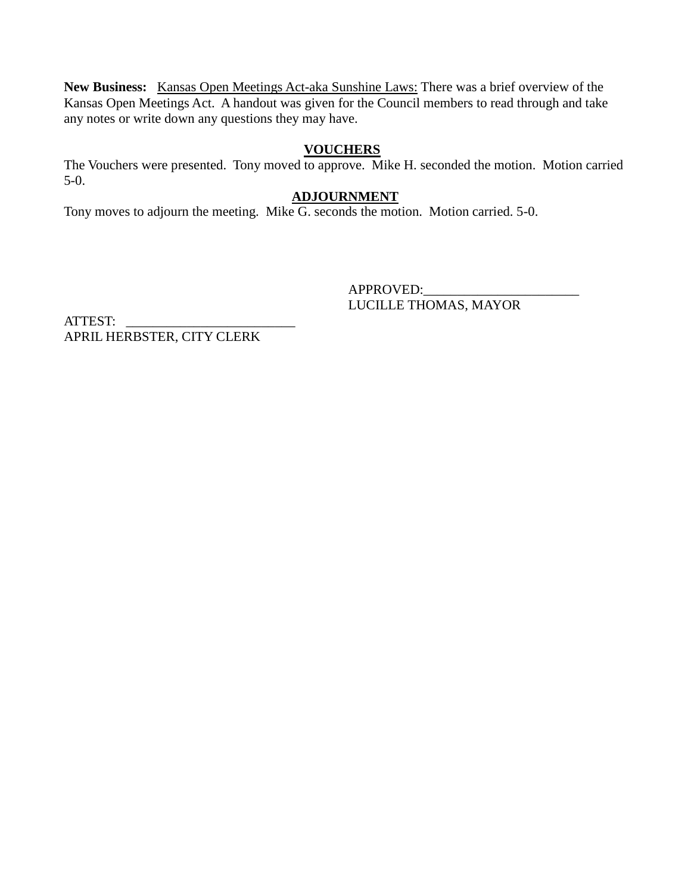**New Business:** Kansas Open Meetings Act-aka Sunshine Laws: There was a brief overview of the Kansas Open Meetings Act. A handout was given for the Council members to read through and take any notes or write down any questions they may have.

**VOUCHERS**

The Vouchers were presented. Tony moved to approve. Mike H. seconded the motion. Motion carried 5-0.

**ADJOURNMENT**

Tony moves to adjourn the meeting. Mike G. seconds the motion. Motion carried. 5-0.

APPROVED:_______________________
LUCILLE THOMAS, MAYOR

ATTEST: _________________________
APRIL HERBSTER, CITY CLERK